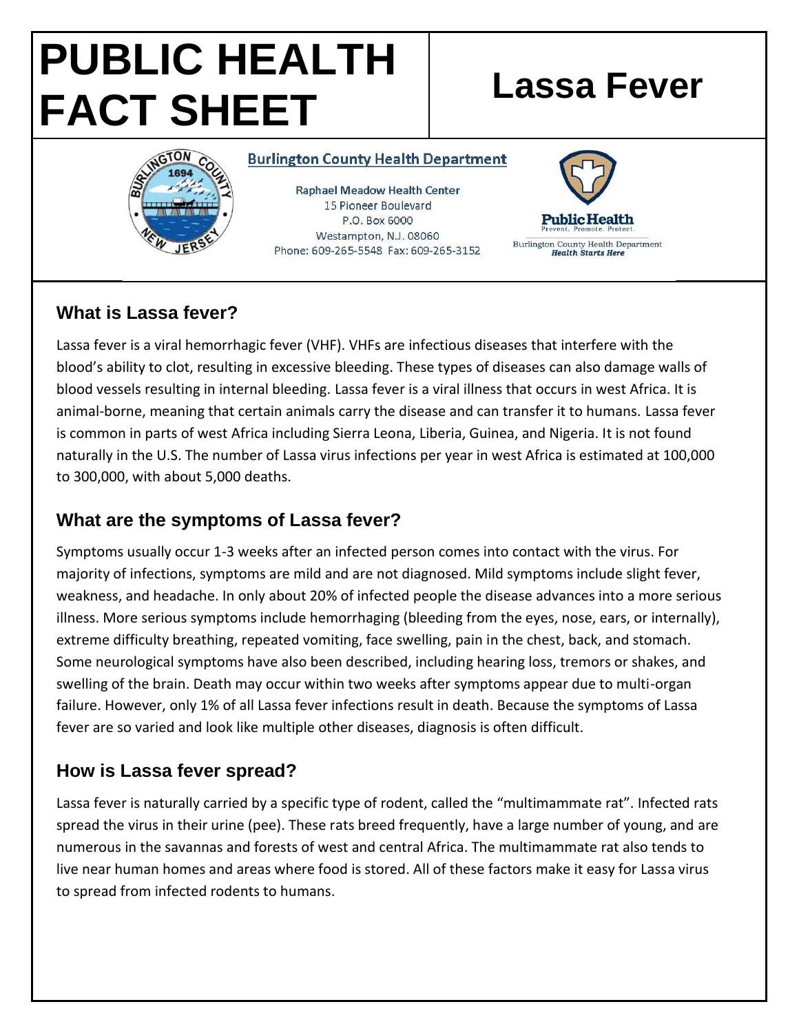# PUBLIC HEALTH FACT SHEET

# Lassa Fever

**Burlington County Health Department**

Raphael Meadow Health Center
15 Pioneer Boulevard
P.O. Box 6000
Westampton, N.J. 08060
Phone: 609-265-5548 Fax: 609-265-3152

Public Health
Prevent. Promote. Protect.
Burlington County Health Department
*Health Starts Here*

## What is Lassa fever?

Lassa fever is a viral hemorrhagic fever (VHF). VHFs are infectious diseases that interfere with the blood's ability to clot, resulting in excessive bleeding. These types of diseases can also damage walls of blood vessels resulting in internal bleeding. Lassa fever is a viral illness that occurs in west Africa. It is animal-borne, meaning that certain animals carry the disease and can transfer it to humans. Lassa fever is common in parts of west Africa including Sierra Leona, Liberia, Guinea, and Nigeria. It is not found naturally in the U.S. The number of Lassa virus infections per year in west Africa is estimated at 100,000 to 300,000, with about 5,000 deaths.

## What are the symptoms of Lassa fever?

Symptoms usually occur 1-3 weeks after an infected person comes into contact with the virus. For majority of infections, symptoms are mild and are not diagnosed. Mild symptoms include slight fever, weakness, and headache. In only about 20% of infected people the disease advances into a more serious illness. More serious symptoms include hemorrhaging (bleeding from the eyes, nose, ears, or internally), extreme difficulty breathing, repeated vomiting, face swelling, pain in the chest, back, and stomach. Some neurological symptoms have also been described, including hearing loss, tremors or shakes, and swelling of the brain. Death may occur within two weeks after symptoms appear due to multi-organ failure. However, only 1% of all Lassa fever infections result in death. Because the symptoms of Lassa fever are so varied and look like multiple other diseases, diagnosis is often difficult.

## How is Lassa fever spread?

Lassa fever is naturally carried by a specific type of rodent, called the "multimammate rat". Infected rats spread the virus in their urine (pee). These rats breed frequently, have a large number of young, and are numerous in the savannas and forests of west and central Africa. The multimammate rat also tends to live near human homes and areas where food is stored. All of these factors make it easy for Lassa virus to spread from infected rodents to humans.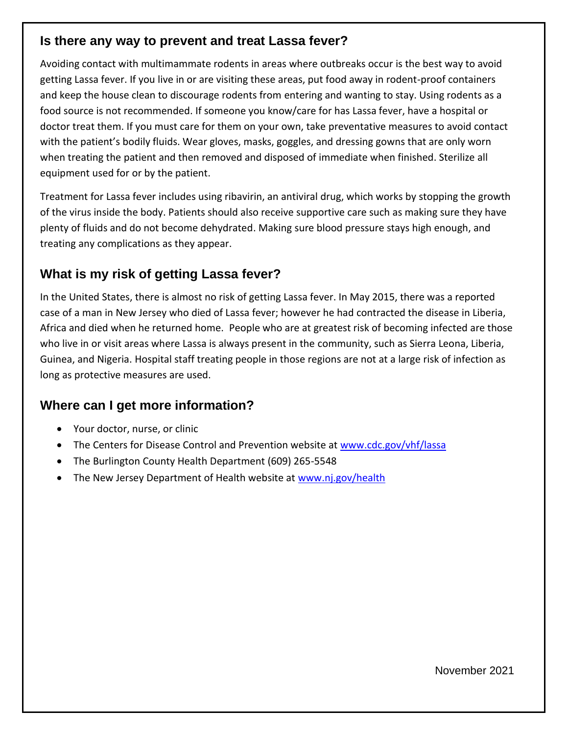## Is there any way to prevent and treat Lassa fever?

Avoiding contact with multimammate rodents in areas where outbreaks occur is the best way to avoid getting Lassa fever. If you live in or are visiting these areas, put food away in rodent-proof containers and keep the house clean to discourage rodents from entering and wanting to stay. Using rodents as a food source is not recommended. If someone you know/care for has Lassa fever, have a hospital or doctor treat them. If you must care for them on your own, take preventative measures to avoid contact with the patient's bodily fluids. Wear gloves, masks, goggles, and dressing gowns that are only worn when treating the patient and then removed and disposed of immediate when finished. Sterilize all equipment used for or by the patient.

Treatment for Lassa fever includes using ribavirin, an antiviral drug, which works by stopping the growth of the virus inside the body. Patients should also receive supportive care such as making sure they have plenty of fluids and do not become dehydrated. Making sure blood pressure stays high enough, and treating any complications as they appear.

## What is my risk of getting Lassa fever?

In the United States, there is almost no risk of getting Lassa fever. In May 2015, there was a reported case of a man in New Jersey who died of Lassa fever; however he had contracted the disease in Liberia, Africa and died when he returned home. People who are at greatest risk of becoming infected are those who live in or visit areas where Lassa is always present in the community, such as Sierra Leona, Liberia, Guinea, and Nigeria. Hospital staff treating people in those regions are not at a large risk of infection as long as protective measures are used.

## Where can I get more information?

- Your doctor, nurse, or clinic
- The Centers for Disease Control and Prevention website at www.cdc.gov/vhf/lassa
- The Burlington County Health Department (609) 265-5548
- The New Jersey Department of Health website at www.nj.gov/health

November 2021